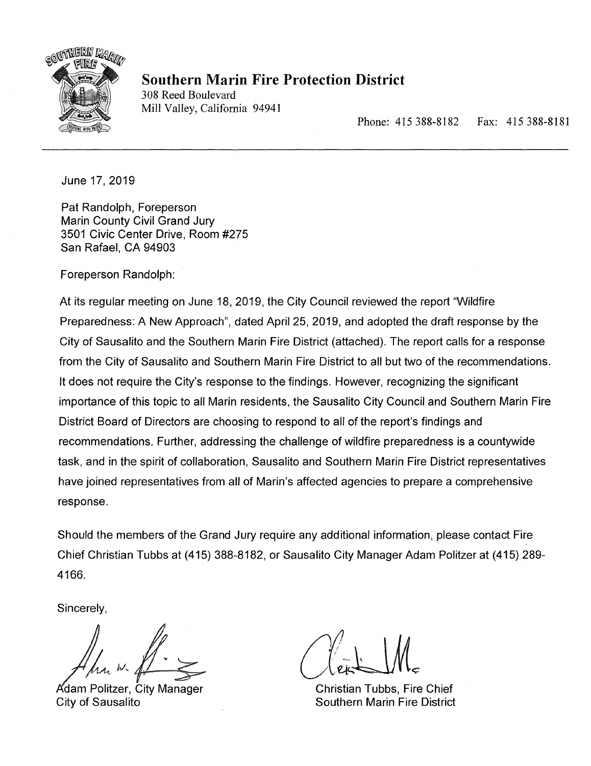# Southern Marin Fire Protection District

308 Reed Boulevard
Mill Valley, California 94941

Phone: 415 388-8182 Fax: 415 388-8181

---

June 17, 2019

Pat Randolph, Foreperson
Marin County Civil Grand Jury
3501 Civic Center Drive, Room #275
San Rafael, CA 94903

Foreperson Randolph:

At its regular meeting on June 18, 2019, the City Council reviewed the report "Wildfire Preparedness: A New Approach", dated April 25, 2019, and adopted the draft response by the City of Sausalito and the Southern Marin Fire District (attached). The report calls for a response from the City of Sausalito and Southern Marin Fire District to all but two of the recommendations. It does not require the City's response to the findings. However, recognizing the significant importance of this topic to all Marin residents, the Sausalito City Council and Southern Marin Fire District Board of Directors are choosing to respond to all of the report's findings and recommendations. Further, addressing the challenge of wildfire preparedness is a countywide task, and in the spirit of collaboration, Sausalito and Southern Marin Fire District representatives have joined representatives from all of Marin's affected agencies to prepare a comprehensive response.

Should the members of the Grand Jury require any additional information, please contact Fire Chief Christian Tubbs at (415) 388-8182, or Sausalito City Manager Adam Politzer at (415) 289-4166.

Sincerely,

Adam Politzer, City Manager
City of Sausalito

Christian Tubbs, Fire Chief
Southern Marin Fire District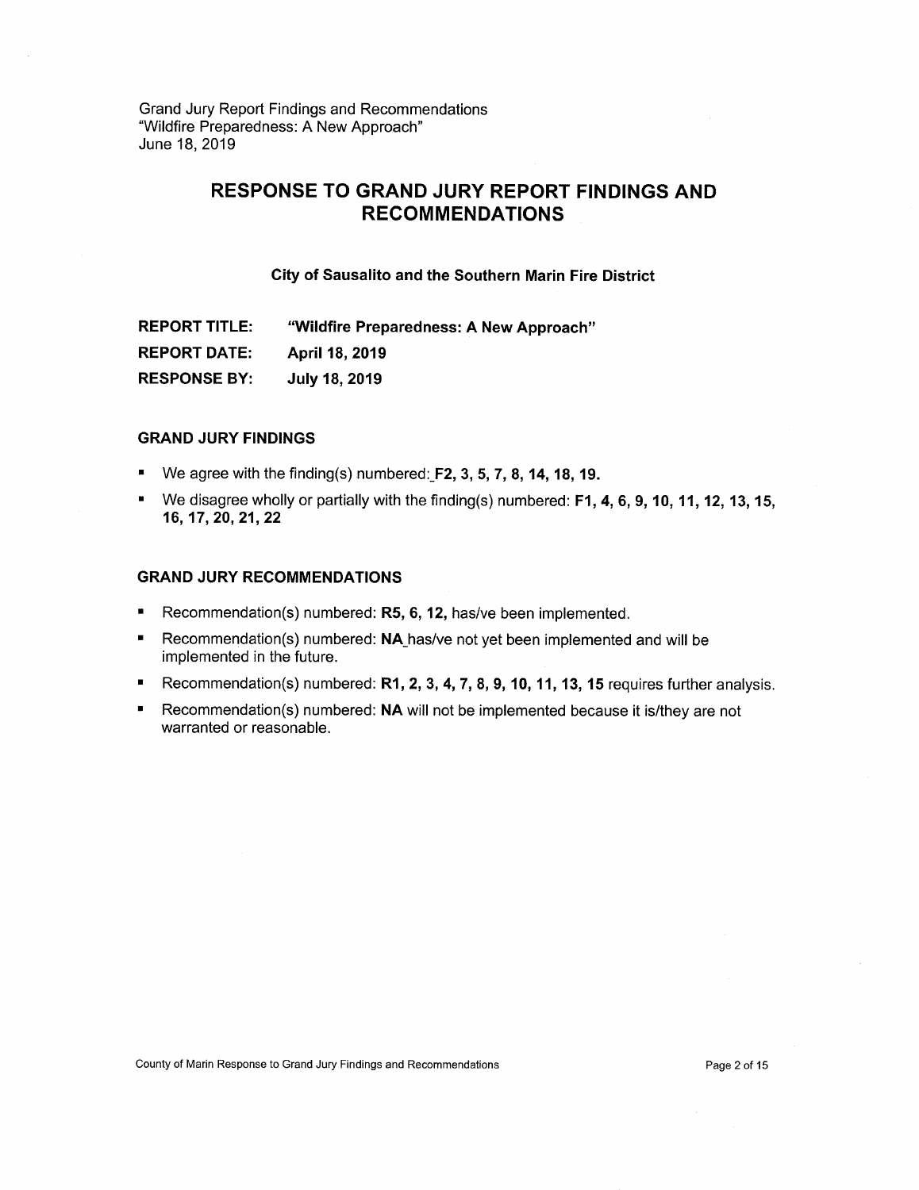Grand Jury Report Findings and Recommendations
"Wildfire Preparedness: A New Approach"
June 18, 2019

# RESPONSE TO GRAND JURY REPORT FINDINGS AND RECOMMENDATIONS

**City of Sausalito and the Southern Marin Fire District**

| | |
|---|---|
| **REPORT TITLE:** | **"Wildfire Preparedness: A New Approach"** |
| **REPORT DATE:** | **April 18, 2019** |
| **RESPONSE BY:** | **July 18, 2019** |

## GRAND JURY FINDINGS

- We agree with the finding(s) numbered: **F2, 3, 5, 7, 8, 14, 18, 19.**
- We disagree wholly or partially with the finding(s) numbered: **F1, 4, 6, 9, 10, 11, 12, 13, 15, 16, 17, 20, 21, 22**

## GRAND JURY RECOMMENDATIONS

- Recommendation(s) numbered: **R5, 6, 12,** has/ve been implemented.
- Recommendation(s) numbered: **NA** has/ve not yet been implemented and will be implemented in the future.
- Recommendation(s) numbered: **R1, 2, 3, 4, 7, 8, 9, 10, 11, 13, 15** requires further analysis.
- Recommendation(s) numbered: **NA** will not be implemented because it is/they are not warranted or reasonable.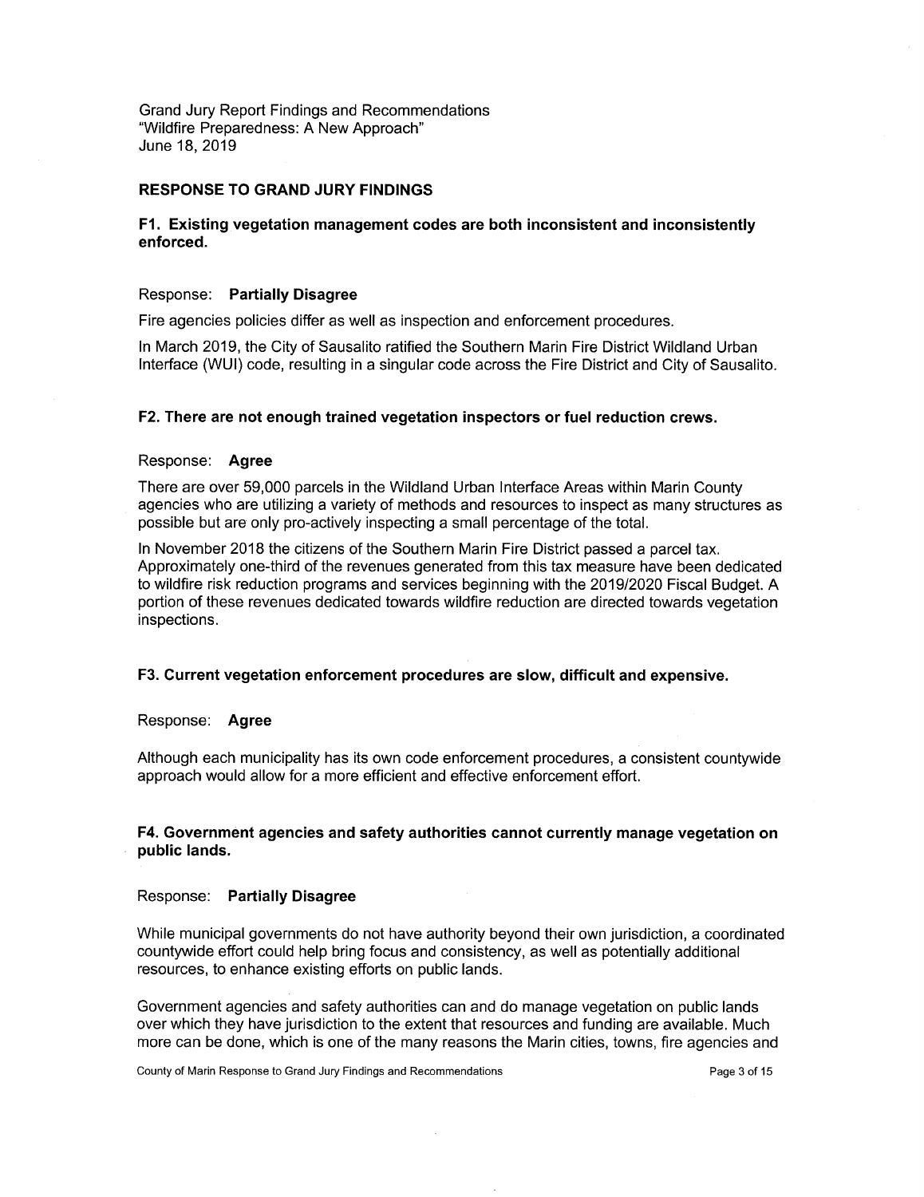Grand Jury Report Findings and Recommendations
"Wildfire Preparedness: A New Approach"
June 18, 2019

## RESPONSE TO GRAND JURY FINDINGS

### F1. Existing vegetation management codes are both inconsistent and inconsistently enforced.

Response: **Partially Disagree**

Fire agencies policies differ as well as inspection and enforcement procedures.

In March 2019, the City of Sausalito ratified the Southern Marin Fire District Wildland Urban Interface (WUI) code, resulting in a singular code across the Fire District and City of Sausalito.

### F2. There are not enough trained vegetation inspectors or fuel reduction crews.

Response: **Agree**

There are over 59,000 parcels in the Wildland Urban Interface Areas within Marin County agencies who are utilizing a variety of methods and resources to inspect as many structures as possible but are only pro-actively inspecting a small percentage of the total.

In November 2018 the citizens of the Southern Marin Fire District passed a parcel tax. Approximately one-third of the revenues generated from this tax measure have been dedicated to wildfire risk reduction programs and services beginning with the 2019/2020 Fiscal Budget. A portion of these revenues dedicated towards wildfire reduction are directed towards vegetation inspections.

### F3. Current vegetation enforcement procedures are slow, difficult and expensive.

Response: **Agree**

Although each municipality has its own code enforcement procedures, a consistent countywide approach would allow for a more efficient and effective enforcement effort.

### F4. Government agencies and safety authorities cannot currently manage vegetation on public lands.

Response: **Partially Disagree**

While municipal governments do not have authority beyond their own jurisdiction, a coordinated countywide effort could help bring focus and consistency, as well as potentially additional resources, to enhance existing efforts on public lands.

Government agencies and safety authorities can and do manage vegetation on public lands over which they have jurisdiction to the extent that resources and funding are available. Much more can be done, which is one of the many reasons the Marin cities, towns, fire agencies and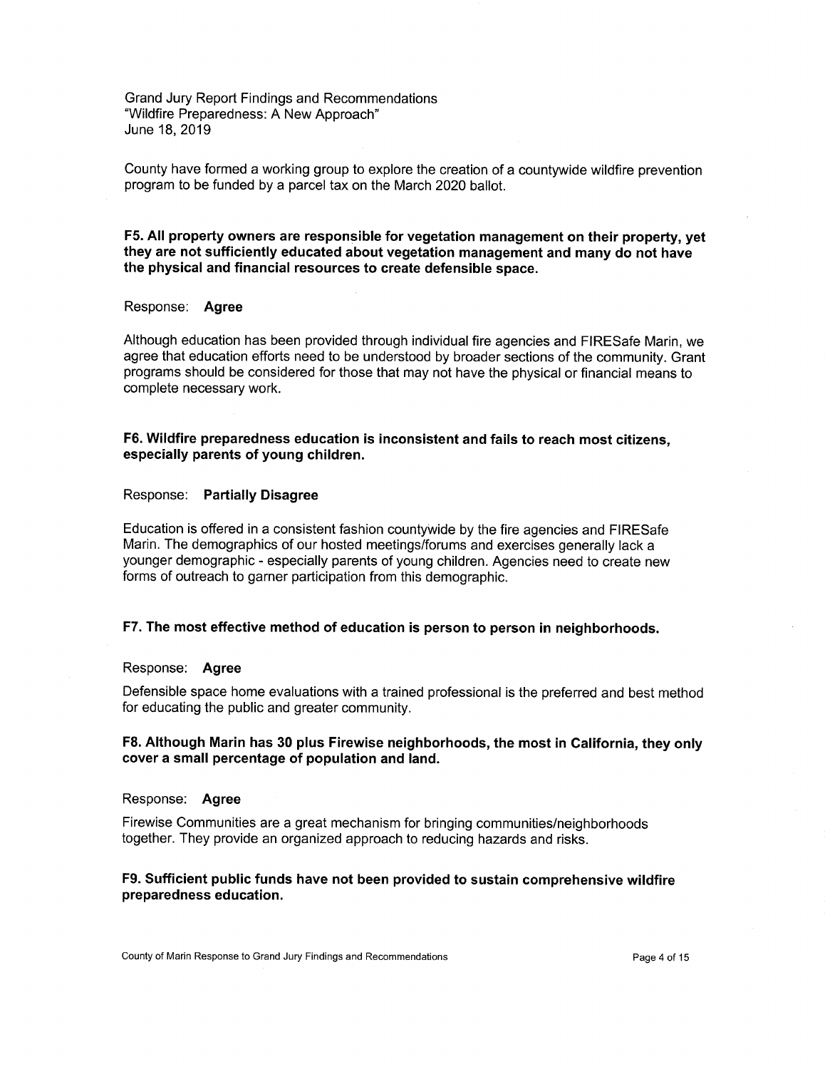County have formed a working group to explore the creation of a countywide wildfire prevention program to be funded by a parcel tax on the March 2020 ballot.

**F5. All property owners are responsible for vegetation management on their property, yet they are not sufficiently educated about vegetation management and many do not have the physical and financial resources to create defensible space.**

Response: **Agree**

Although education has been provided through individual fire agencies and FIRESafe Marin, we agree that education efforts need to be understood by broader sections of the community. Grant programs should be considered for those that may not have the physical or financial means to complete necessary work.

**F6. Wildfire preparedness education is inconsistent and fails to reach most citizens, especially parents of young children.**

Response: **Partially Disagree**

Education is offered in a consistent fashion countywide by the fire agencies and FIRESafe Marin. The demographics of our hosted meetings/forums and exercises generally lack a younger demographic - especially parents of young children. Agencies need to create new forms of outreach to garner participation from this demographic.

**F7. The most effective method of education is person to person in neighborhoods.**

Response: **Agree**

Defensible space home evaluations with a trained professional is the preferred and best method for educating the public and greater community.

**F8. Although Marin has 30 plus Firewise neighborhoods, the most in California, they only cover a small percentage of population and land.**

Response: **Agree**

Firewise Communities are a great mechanism for bringing communities/neighborhoods together. They provide an organized approach to reducing hazards and risks.

**F9. Sufficient public funds have not been provided to sustain comprehensive wildfire preparedness education.**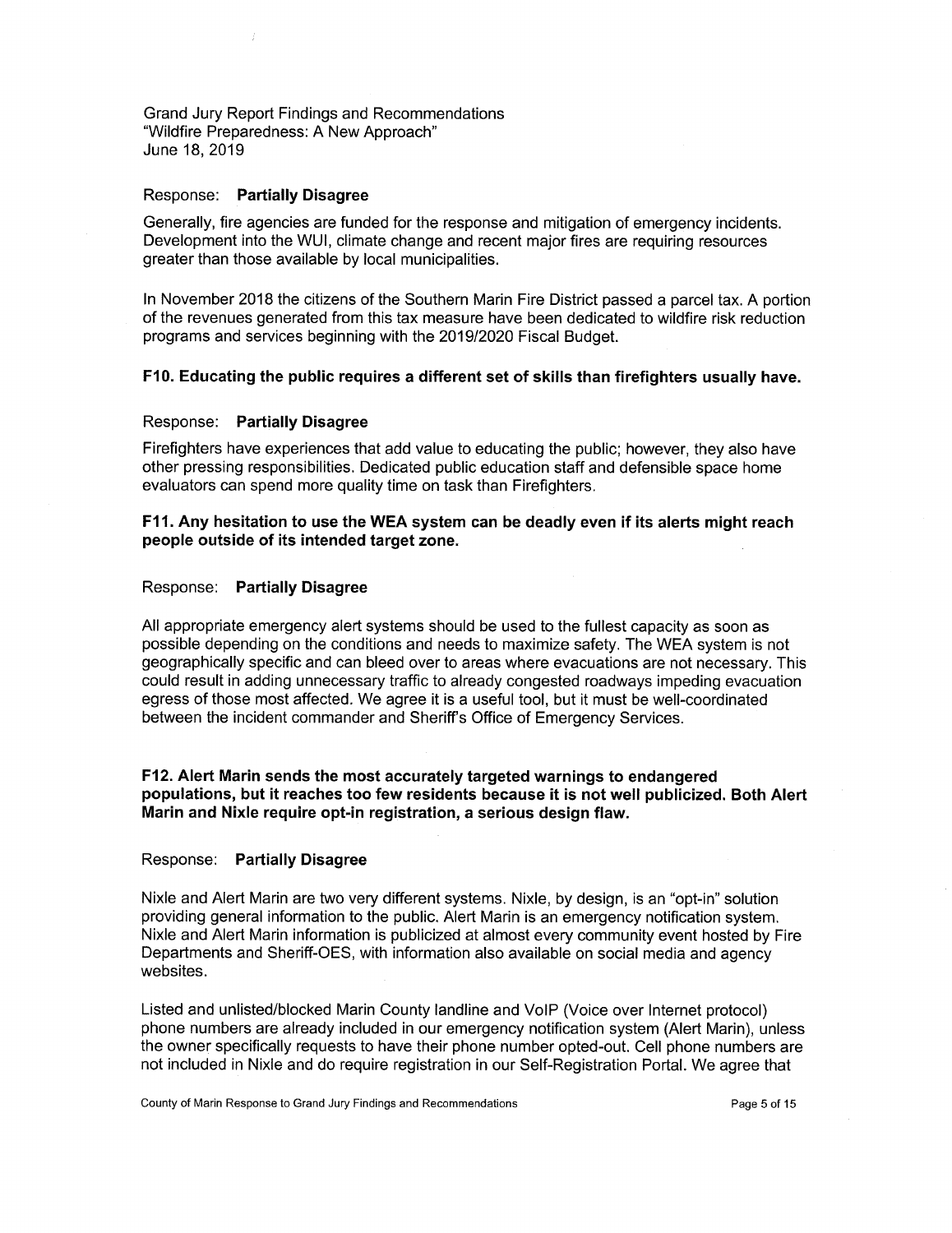Response: **Partially Disagree**

Generally, fire agencies are funded for the response and mitigation of emergency incidents. Development into the WUI, climate change and recent major fires are requiring resources greater than those available by local municipalities.

In November 2018 the citizens of the Southern Marin Fire District passed a parcel tax. A portion of the revenues generated from this tax measure have been dedicated to wildfire risk reduction programs and services beginning with the 2019/2020 Fiscal Budget.

**F10. Educating the public requires a different set of skills than firefighters usually have.**

Response: **Partially Disagree**

Firefighters have experiences that add value to educating the public; however, they also have other pressing responsibilities. Dedicated public education staff and defensible space home evaluators can spend more quality time on task than Firefighters.

**F11. Any hesitation to use the WEA system can be deadly even if its alerts might reach people outside of its intended target zone.**

Response: **Partially Disagree**

All appropriate emergency alert systems should be used to the fullest capacity as soon as possible depending on the conditions and needs to maximize safety. The WEA system is not geographically specific and can bleed over to areas where evacuations are not necessary. This could result in adding unnecessary traffic to already congested roadways impeding evacuation egress of those most affected. We agree it is a useful tool, but it must be well-coordinated between the incident commander and Sheriff's Office of Emergency Services.

**F12. Alert Marin sends the most accurately targeted warnings to endangered populations, but it reaches too few residents because it is not well publicized. Both Alert Marin and Nixle require opt-in registration, a serious design flaw.**

Response: **Partially Disagree**

Nixle and Alert Marin are two very different systems. Nixle, by design, is an "opt-in" solution providing general information to the public. Alert Marin is an emergency notification system. Nixle and Alert Marin information is publicized at almost every community event hosted by Fire Departments and Sheriff-OES, with information also available on social media and agency websites.

Listed and unlisted/blocked Marin County landline and VoIP (Voice over Internet protocol) phone numbers are already included in our emergency notification system (Alert Marin), unless the owner specifically requests to have their phone number opted-out. Cell phone numbers are not included in Nixle and do require registration in our Self-Registration Portal. We agree that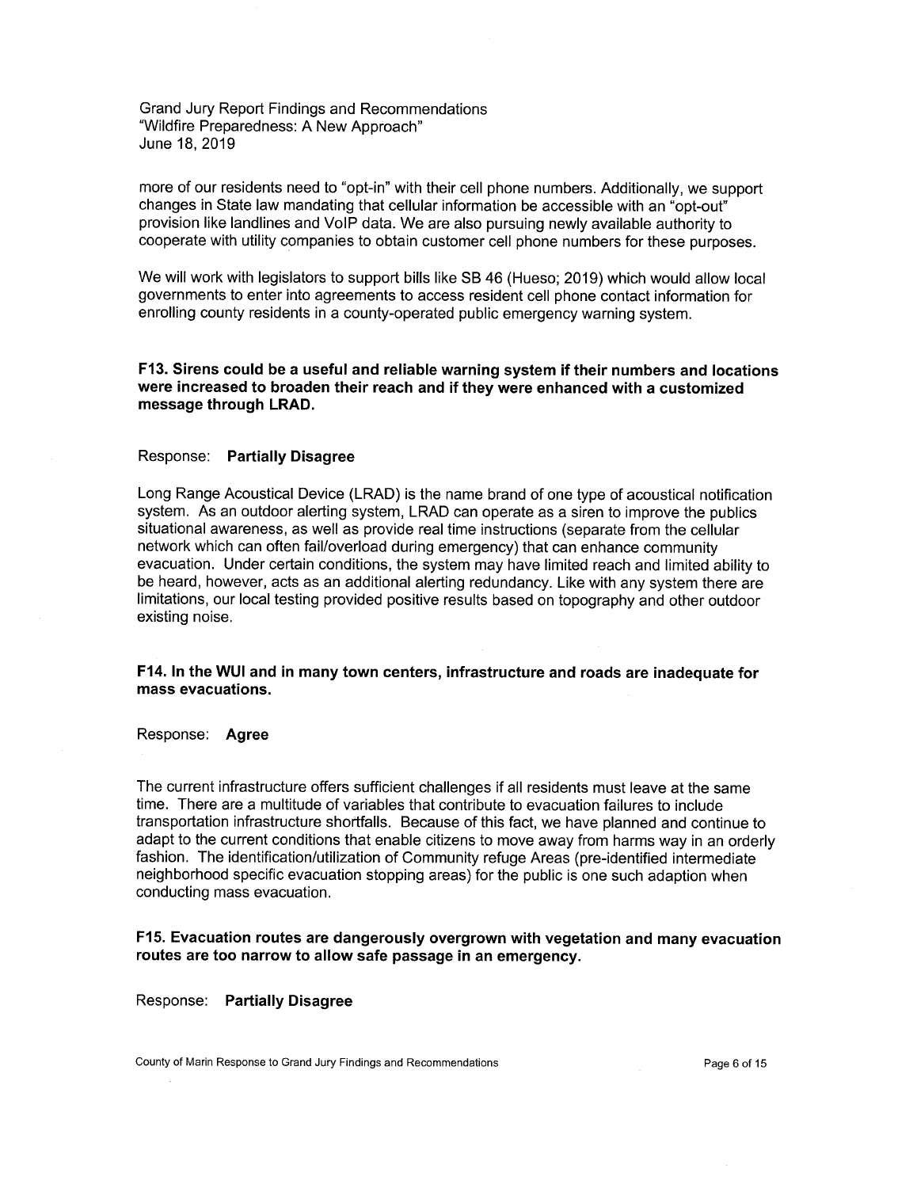more of our residents need to "opt-in" with their cell phone numbers. Additionally, we support changes in State law mandating that cellular information be accessible with an "opt-out" provision like landlines and VoIP data. We are also pursuing newly available authority to cooperate with utility companies to obtain customer cell phone numbers for these purposes.

We will work with legislators to support bills like SB 46 (Hueso; 2019) which would allow local governments to enter into agreements to access resident cell phone contact information for enrolling county residents in a county-operated public emergency warning system.

**F13. Sirens could be a useful and reliable warning system if their numbers and locations were increased to broaden their reach and if they were enhanced with a customized message through LRAD.**

Response: **Partially Disagree**

Long Range Acoustical Device (LRAD) is the name brand of one type of acoustical notification system. As an outdoor alerting system, LRAD can operate as a siren to improve the publics situational awareness, as well as provide real time instructions (separate from the cellular network which can often fail/overload during emergency) that can enhance community evacuation. Under certain conditions, the system may have limited reach and limited ability to be heard, however, acts as an additional alerting redundancy. Like with any system there are limitations, our local testing provided positive results based on topography and other outdoor existing noise.

**F14. In the WUI and in many town centers, infrastructure and roads are inadequate for mass evacuations.**

Response: **Agree**

The current infrastructure offers sufficient challenges if all residents must leave at the same time. There are a multitude of variables that contribute to evacuation failures to include transportation infrastructure shortfalls. Because of this fact, we have planned and continue to adapt to the current conditions that enable citizens to move away from harms way in an orderly fashion. The identification/utilization of Community refuge Areas (pre-identified intermediate neighborhood specific evacuation stopping areas) for the public is one such adaption when conducting mass evacuation.

**F15. Evacuation routes are dangerously overgrown with vegetation and many evacuation routes are too narrow to allow safe passage in an emergency.**

Response: **Partially Disagree**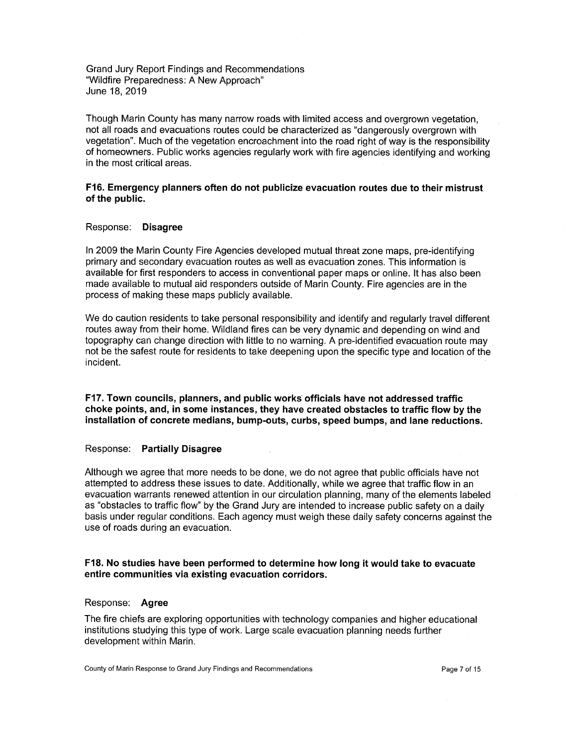Grand Jury Report Findings and Recommendations
"Wildfire Preparedness: A New Approach"
June 18, 2019

Though Marin County has many narrow roads with limited access and overgrown vegetation, not all roads and evacuations routes could be characterized as "dangerously overgrown with vegetation". Much of the vegetation encroachment into the road right of way is the responsibility of homeowners. Public works agencies regularly work with fire agencies identifying and working in the most critical areas.

**F16. Emergency planners often do not publicize evacuation routes due to their mistrust of the public.**

Response: **Disagree**

In 2009 the Marin County Fire Agencies developed mutual threat zone maps, pre-identifying primary and secondary evacuation routes as well as evacuation zones. This information is available for first responders to access in conventional paper maps or online. It has also been made available to mutual aid responders outside of Marin County. Fire agencies are in the process of making these maps publicly available.

We do caution residents to take personal responsibility and identify and regularly travel different routes away from their home. Wildland fires can be very dynamic and depending on wind and topography can change direction with little to no warning. A pre-identified evacuation route may not be the safest route for residents to take deepening upon the specific type and location of the incident.

**F17. Town councils, planners, and public works officials have not addressed traffic choke points, and, in some instances, they have created obstacles to traffic flow by the installation of concrete medians, bump-outs, curbs, speed bumps, and lane reductions.**

Response: **Partially Disagree**

Although we agree that more needs to be done, we do not agree that public officials have not attempted to address these issues to date. Additionally, while we agree that traffic flow in an evacuation warrants renewed attention in our circulation planning, many of the elements labeled as "obstacles to traffic flow" by the Grand Jury are intended to increase public safety on a daily basis under regular conditions. Each agency must weigh these daily safety concerns against the use of roads during an evacuation.

**F18. No studies have been performed to determine how long it would take to evacuate entire communities via existing evacuation corridors.**

Response: **Agree**

The fire chiefs are exploring opportunities with technology companies and higher educational institutions studying this type of work. Large scale evacuation planning needs further development within Marin.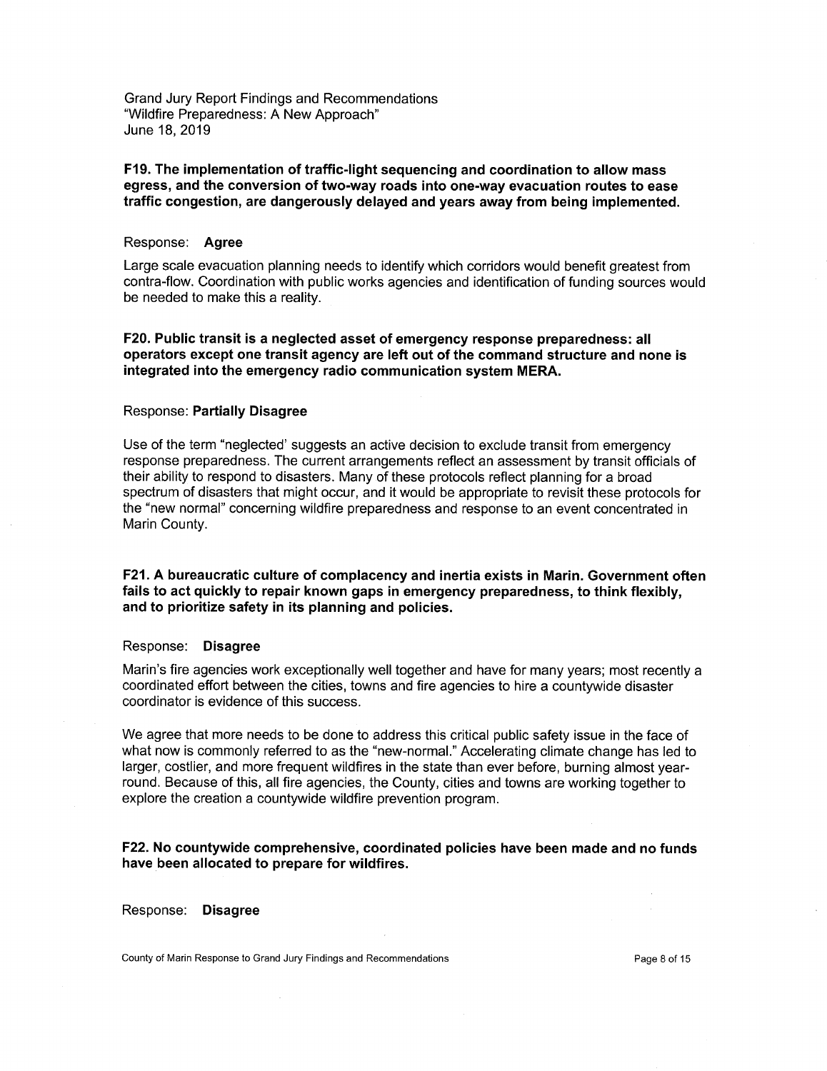Grand Jury Report Findings and Recommendations
"Wildfire Preparedness: A New Approach"
June 18, 2019

**F19. The implementation of traffic-light sequencing and coordination to allow mass egress, and the conversion of two-way roads into one-way evacuation routes to ease traffic congestion, are dangerously delayed and years away from being implemented.**

Response: **Agree**

Large scale evacuation planning needs to identify which corridors would benefit greatest from contra-flow. Coordination with public works agencies and identification of funding sources would be needed to make this a reality.

**F20. Public transit is a neglected asset of emergency response preparedness: all operators except one transit agency are left out of the command structure and none is integrated into the emergency radio communication system MERA.**

Response: **Partially Disagree**

Use of the term "neglected' suggests an active decision to exclude transit from emergency response preparedness. The current arrangements reflect an assessment by transit officials of their ability to respond to disasters. Many of these protocols reflect planning for a broad spectrum of disasters that might occur, and it would be appropriate to revisit these protocols for the "new normal" concerning wildfire preparedness and response to an event concentrated in Marin County.

**F21. A bureaucratic culture of complacency and inertia exists in Marin. Government often fails to act quickly to repair known gaps in emergency preparedness, to think flexibly, and to prioritize safety in its planning and policies.**

Response: **Disagree**

Marin's fire agencies work exceptionally well together and have for many years; most recently a coordinated effort between the cities, towns and fire agencies to hire a countywide disaster coordinator is evidence of this success.

We agree that more needs to be done to address this critical public safety issue in the face of what now is commonly referred to as the "new-normal." Accelerating climate change has led to larger, costlier, and more frequent wildfires in the state than ever before, burning almost year-round. Because of this, all fire agencies, the County, cities and towns are working together to explore the creation a countywide wildfire prevention program.

**F22. No countywide comprehensive, coordinated policies have been made and no funds have been allocated to prepare for wildfires.**

Response: **Disagree**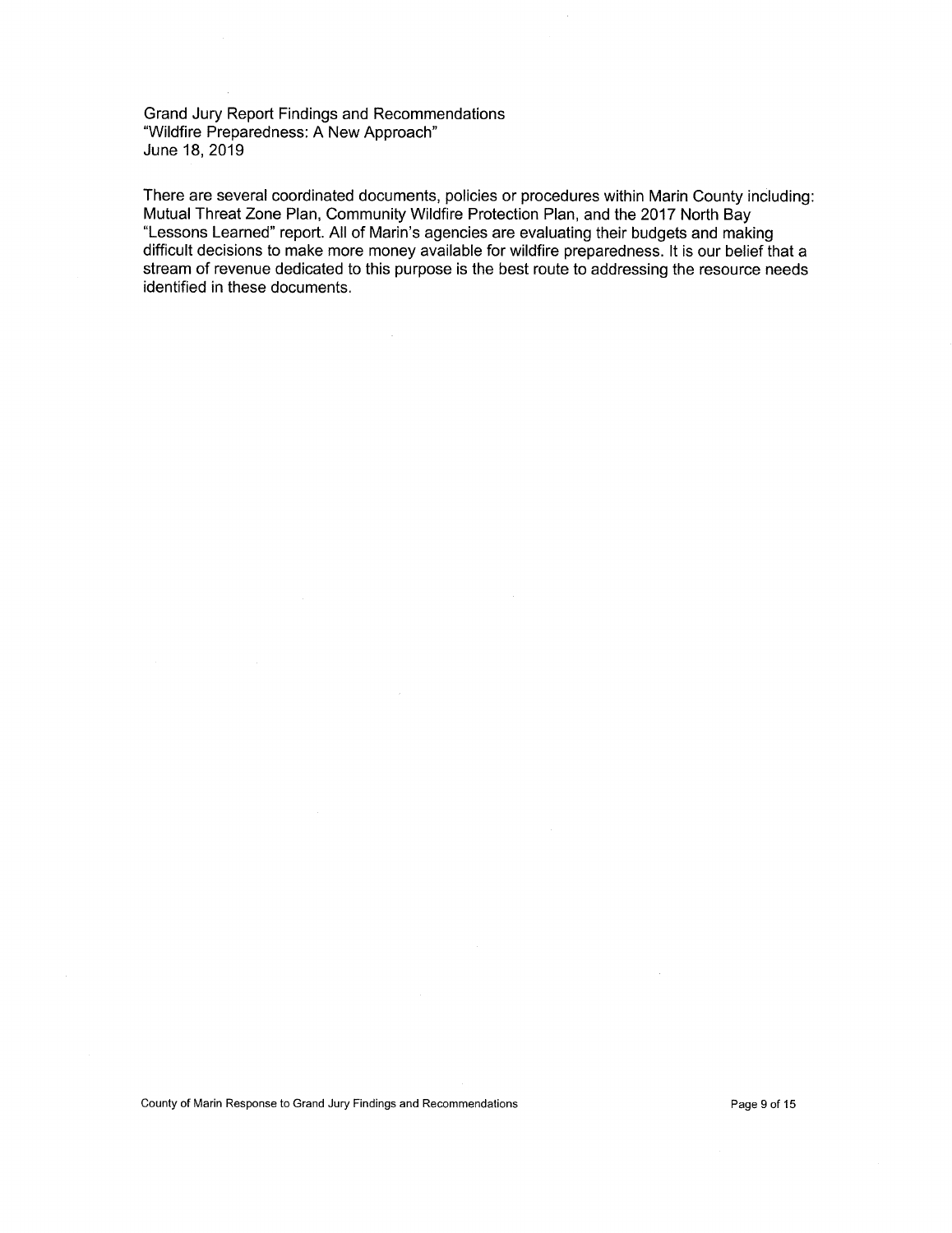Grand Jury Report Findings and Recommendations
"Wildfire Preparedness: A New Approach"
June 18, 2019

There are several coordinated documents, policies or procedures within Marin County including: Mutual Threat Zone Plan, Community Wildfire Protection Plan, and the 2017 North Bay "Lessons Learned" report. All of Marin's agencies are evaluating their budgets and making difficult decisions to make more money available for wildfire preparedness. It is our belief that a stream of revenue dedicated to this purpose is the best route to addressing the resource needs identified in these documents.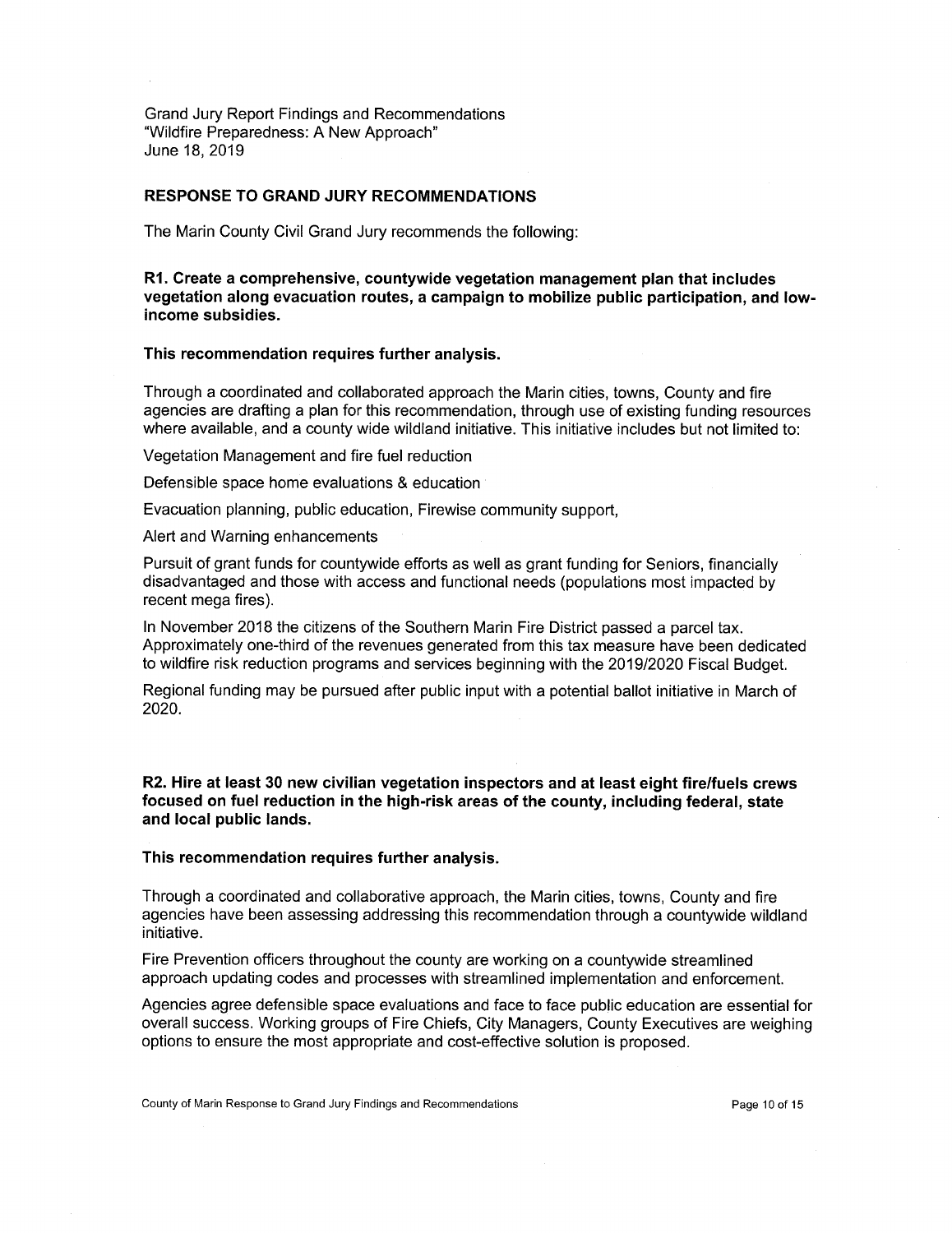Grand Jury Report Findings and Recommendations
"Wildfire Preparedness: A New Approach"
June 18, 2019

## RESPONSE TO GRAND JURY RECOMMENDATIONS

The Marin County Civil Grand Jury recommends the following:

**R1. Create a comprehensive, countywide vegetation management plan that includes vegetation along evacuation routes, a campaign to mobilize public participation, and low-income subsidies.**

**This recommendation requires further analysis.**

Through a coordinated and collaborated approach the Marin cities, towns, County and fire agencies are drafting a plan for this recommendation, through use of existing funding resources where available, and a county wide wildland initiative. This initiative includes but not limited to:

Vegetation Management and fire fuel reduction

Defensible space home evaluations & education

Evacuation planning, public education, Firewise community support,

Alert and Warning enhancements

Pursuit of grant funds for countywide efforts as well as grant funding for Seniors, financially disadvantaged and those with access and functional needs (populations most impacted by recent mega fires).

In November 2018 the citizens of the Southern Marin Fire District passed a parcel tax. Approximately one-third of the revenues generated from this tax measure have been dedicated to wildfire risk reduction programs and services beginning with the 2019/2020 Fiscal Budget.

Regional funding may be pursued after public input with a potential ballot initiative in March of 2020.

**R2. Hire at least 30 new civilian vegetation inspectors and at least eight fire/fuels crews focused on fuel reduction in the high-risk areas of the county, including federal, state and local public lands.**

**This recommendation requires further analysis.**

Through a coordinated and collaborative approach, the Marin cities, towns, County and fire agencies have been assessing addressing this recommendation through a countywide wildland initiative.

Fire Prevention officers throughout the county are working on a countywide streamlined approach updating codes and processes with streamlined implementation and enforcement.

Agencies agree defensible space evaluations and face to face public education are essential for overall success. Working groups of Fire Chiefs, City Managers, County Executives are weighing options to ensure the most appropriate and cost-effective solution is proposed.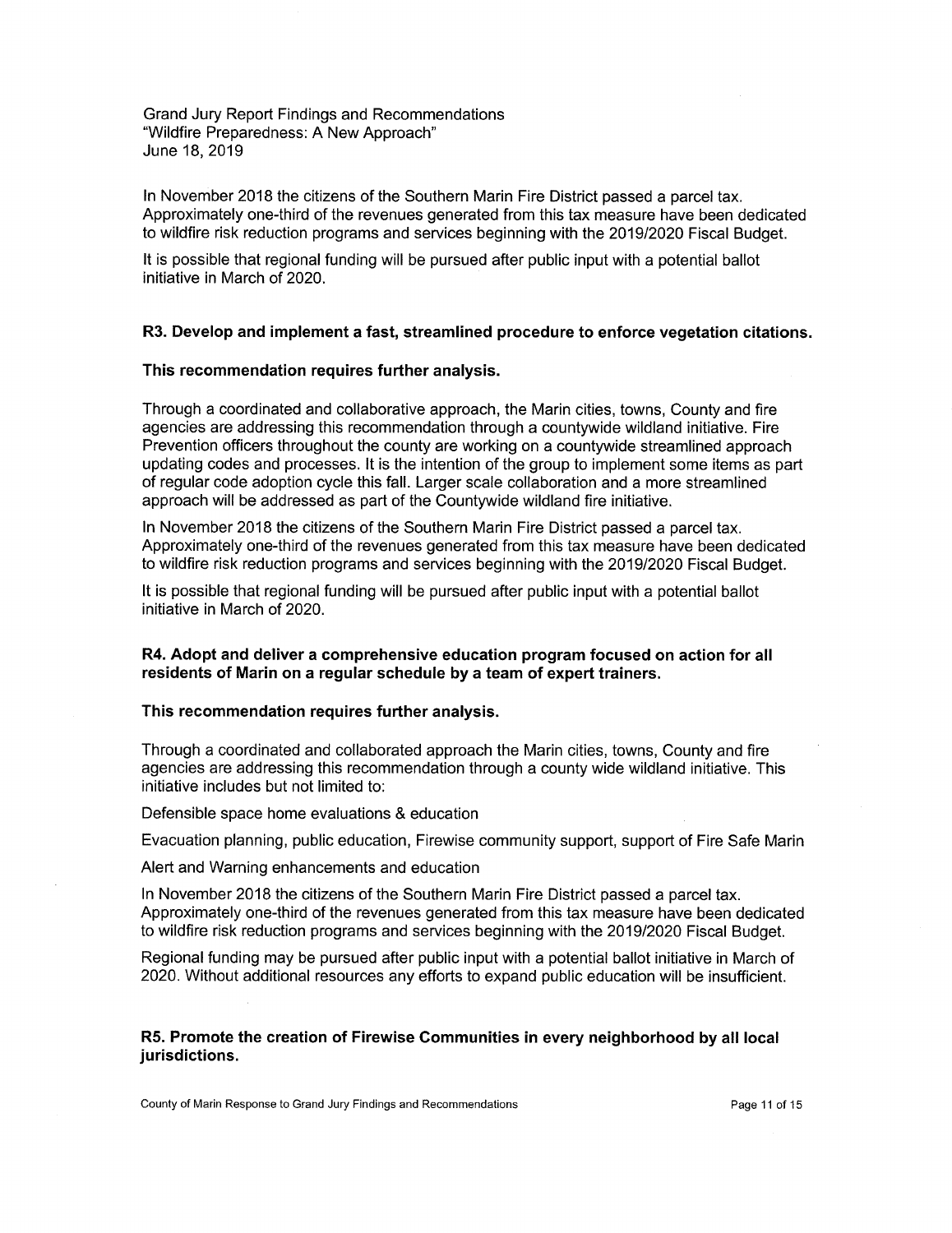In November 2018 the citizens of the Southern Marin Fire District passed a parcel tax. Approximately one-third of the revenues generated from this tax measure have been dedicated to wildfire risk reduction programs and services beginning with the 2019/2020 Fiscal Budget.

It is possible that regional funding will be pursued after public input with a potential ballot initiative in March of 2020.

**R3. Develop and implement a fast, streamlined procedure to enforce vegetation citations.**

**This recommendation requires further analysis.**

Through a coordinated and collaborative approach, the Marin cities, towns, County and fire agencies are addressing this recommendation through a countywide wildland initiative. Fire Prevention officers throughout the county are working on a countywide streamlined approach updating codes and processes. It is the intention of the group to implement some items as part of regular code adoption cycle this fall. Larger scale collaboration and a more streamlined approach will be addressed as part of the Countywide wildland fire initiative.

In November 2018 the citizens of the Southern Marin Fire District passed a parcel tax. Approximately one-third of the revenues generated from this tax measure have been dedicated to wildfire risk reduction programs and services beginning with the 2019/2020 Fiscal Budget.

It is possible that regional funding will be pursued after public input with a potential ballot initiative in March of 2020.

**R4. Adopt and deliver a comprehensive education program focused on action for all residents of Marin on a regular schedule by a team of expert trainers.**

**This recommendation requires further analysis.**

Through a coordinated and collaborated approach the Marin cities, towns, County and fire agencies are addressing this recommendation through a county wide wildland initiative. This initiative includes but not limited to:

Defensible space home evaluations & education

Evacuation planning, public education, Firewise community support, support of Fire Safe Marin

Alert and Warning enhancements and education

In November 2018 the citizens of the Southern Marin Fire District passed a parcel tax. Approximately one-third of the revenues generated from this tax measure have been dedicated to wildfire risk reduction programs and services beginning with the 2019/2020 Fiscal Budget.

Regional funding may be pursued after public input with a potential ballot initiative in March of 2020. Without additional resources any efforts to expand public education will be insufficient.

**R5. Promote the creation of Firewise Communities in every neighborhood by all local jurisdictions.**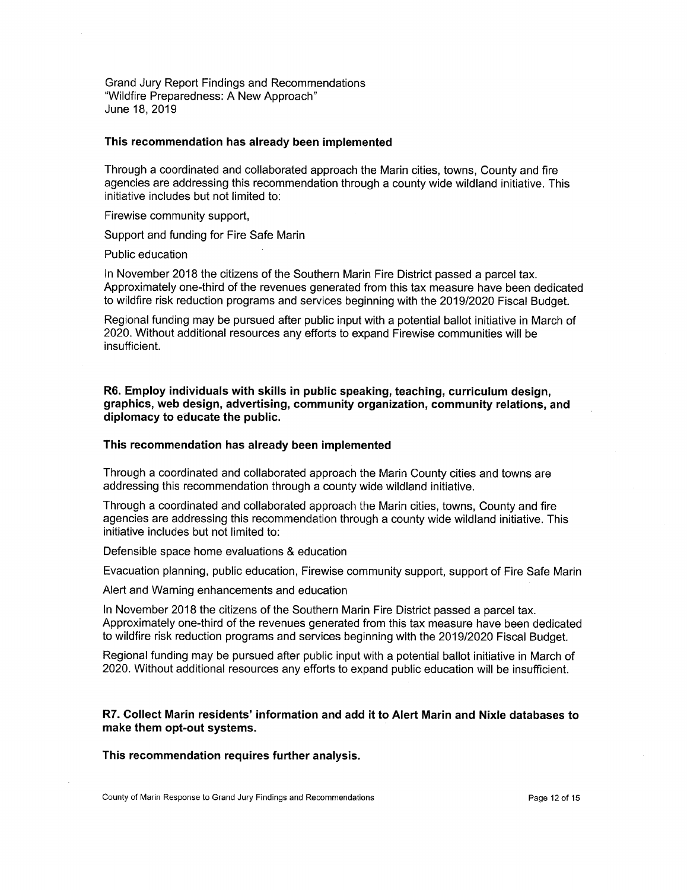**This recommendation has already been implemented**

Through a coordinated and collaborated approach the Marin cities, towns, County and fire agencies are addressing this recommendation through a county wide wildland initiative. This initiative includes but not limited to:

Firewise community support,

Support and funding for Fire Safe Marin

Public education

In November 2018 the citizens of the Southern Marin Fire District passed a parcel tax. Approximately one-third of the revenues generated from this tax measure have been dedicated to wildfire risk reduction programs and services beginning with the 2019/2020 Fiscal Budget.

Regional funding may be pursued after public input with a potential ballot initiative in March of 2020. Without additional resources any efforts to expand Firewise communities will be insufficient.

**R6. Employ individuals with skills in public speaking, teaching, curriculum design, graphics, web design, advertising, community organization, community relations, and diplomacy to educate the public.**

**This recommendation has already been implemented**

Through a coordinated and collaborated approach the Marin County cities and towns are addressing this recommendation through a county wide wildland initiative.

Through a coordinated and collaborated approach the Marin cities, towns, County and fire agencies are addressing this recommendation through a county wide wildland initiative. This initiative includes but not limited to:

Defensible space home evaluations & education

Evacuation planning, public education, Firewise community support, support of Fire Safe Marin

Alert and Warning enhancements and education

In November 2018 the citizens of the Southern Marin Fire District passed a parcel tax. Approximately one-third of the revenues generated from this tax measure have been dedicated to wildfire risk reduction programs and services beginning with the 2019/2020 Fiscal Budget.

Regional funding may be pursued after public input with a potential ballot initiative in March of 2020. Without additional resources any efforts to expand public education will be insufficient.

**R7. Collect Marin residents' information and add it to Alert Marin and Nixle databases to make them opt-out systems.**

**This recommendation requires further analysis.**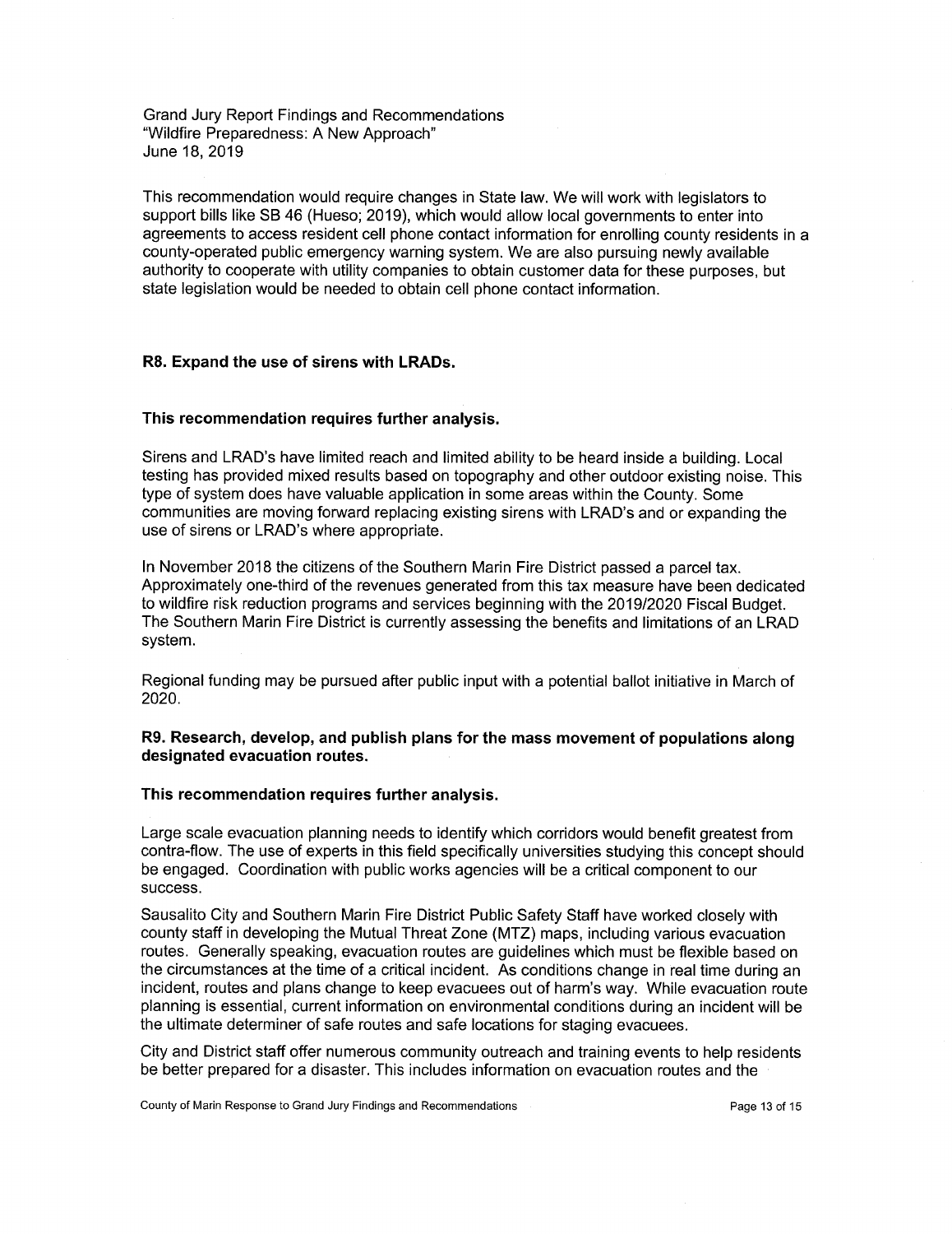This recommendation would require changes in State law. We will work with legislators to support bills like SB 46 (Hueso; 2019), which would allow local governments to enter into agreements to access resident cell phone contact information for enrolling county residents in a county-operated public emergency warning system. We are also pursuing newly available authority to cooperate with utility companies to obtain customer data for these purposes, but state legislation would be needed to obtain cell phone contact information.

**R8. Expand the use of sirens with LRADs.**

**This recommendation requires further analysis.**

Sirens and LRAD's have limited reach and limited ability to be heard inside a building. Local testing has provided mixed results based on topography and other outdoor existing noise. This type of system does have valuable application in some areas within the County. Some communities are moving forward replacing existing sirens with LRAD's and or expanding the use of sirens or LRAD's where appropriate.

In November 2018 the citizens of the Southern Marin Fire District passed a parcel tax. Approximately one-third of the revenues generated from this tax measure have been dedicated to wildfire risk reduction programs and services beginning with the 2019/2020 Fiscal Budget. The Southern Marin Fire District is currently assessing the benefits and limitations of an LRAD system.

Regional funding may be pursued after public input with a potential ballot initiative in March of 2020.

**R9. Research, develop, and publish plans for the mass movement of populations along designated evacuation routes.**

**This recommendation requires further analysis.**

Large scale evacuation planning needs to identify which corridors would benefit greatest from contra-flow. The use of experts in this field specifically universities studying this concept should be engaged. Coordination with public works agencies will be a critical component to our success.

Sausalito City and Southern Marin Fire District Public Safety Staff have worked closely with county staff in developing the Mutual Threat Zone (MTZ) maps, including various evacuation routes. Generally speaking, evacuation routes are guidelines which must be flexible based on the circumstances at the time of a critical incident. As conditions change in real time during an incident, routes and plans change to keep evacuees out of harm's way. While evacuation route planning is essential, current information on environmental conditions during an incident will be the ultimate determiner of safe routes and safe locations for staging evacuees.

City and District staff offer numerous community outreach and training events to help residents be better prepared for a disaster. This includes information on evacuation routes and the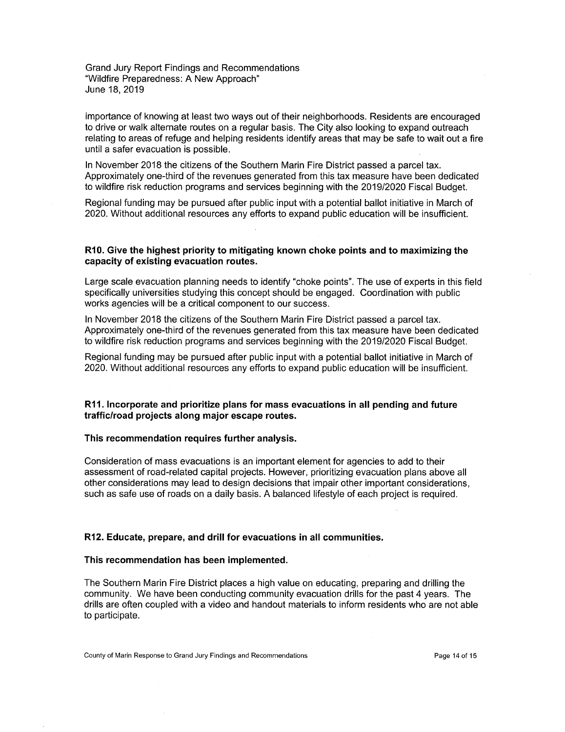importance of knowing at least two ways out of their neighborhoods. Residents are encouraged to drive or walk alternate routes on a regular basis. The City also looking to expand outreach relating to areas of refuge and helping residents identify areas that may be safe to wait out a fire until a safer evacuation is possible.

In November 2018 the citizens of the Southern Marin Fire District passed a parcel tax. Approximately one-third of the revenues generated from this tax measure have been dedicated to wildfire risk reduction programs and services beginning with the 2019/2020 Fiscal Budget.

Regional funding may be pursued after public input with a potential ballot initiative in March of 2020. Without additional resources any efforts to expand public education will be insufficient.

**R10. Give the highest priority to mitigating known choke points and to maximizing the capacity of existing evacuation routes.**

Large scale evacuation planning needs to identify "choke points". The use of experts in this field specifically universities studying this concept should be engaged. Coordination with public works agencies will be a critical component to our success.

In November 2018 the citizens of the Southern Marin Fire District passed a parcel tax. Approximately one-third of the revenues generated from this tax measure have been dedicated to wildfire risk reduction programs and services beginning with the 2019/2020 Fiscal Budget.

Regional funding may be pursued after public input with a potential ballot initiative in March of 2020. Without additional resources any efforts to expand public education will be insufficient.

**R11. Incorporate and prioritize plans for mass evacuations in all pending and future traffic/road projects along major escape routes.**

**This recommendation requires further analysis.**

Consideration of mass evacuations is an important element for agencies to add to their assessment of road-related capital projects. However, prioritizing evacuation plans above all other considerations may lead to design decisions that impair other important considerations, such as safe use of roads on a daily basis. A balanced lifestyle of each project is required.

**R12. Educate, prepare, and drill for evacuations in all communities.**

**This recommendation has been implemented.**

The Southern Marin Fire District places a high value on educating, preparing and drilling the community. We have been conducting community evacuation drills for the past 4 years. The drills are often coupled with a video and handout materials to inform residents who are not able to participate.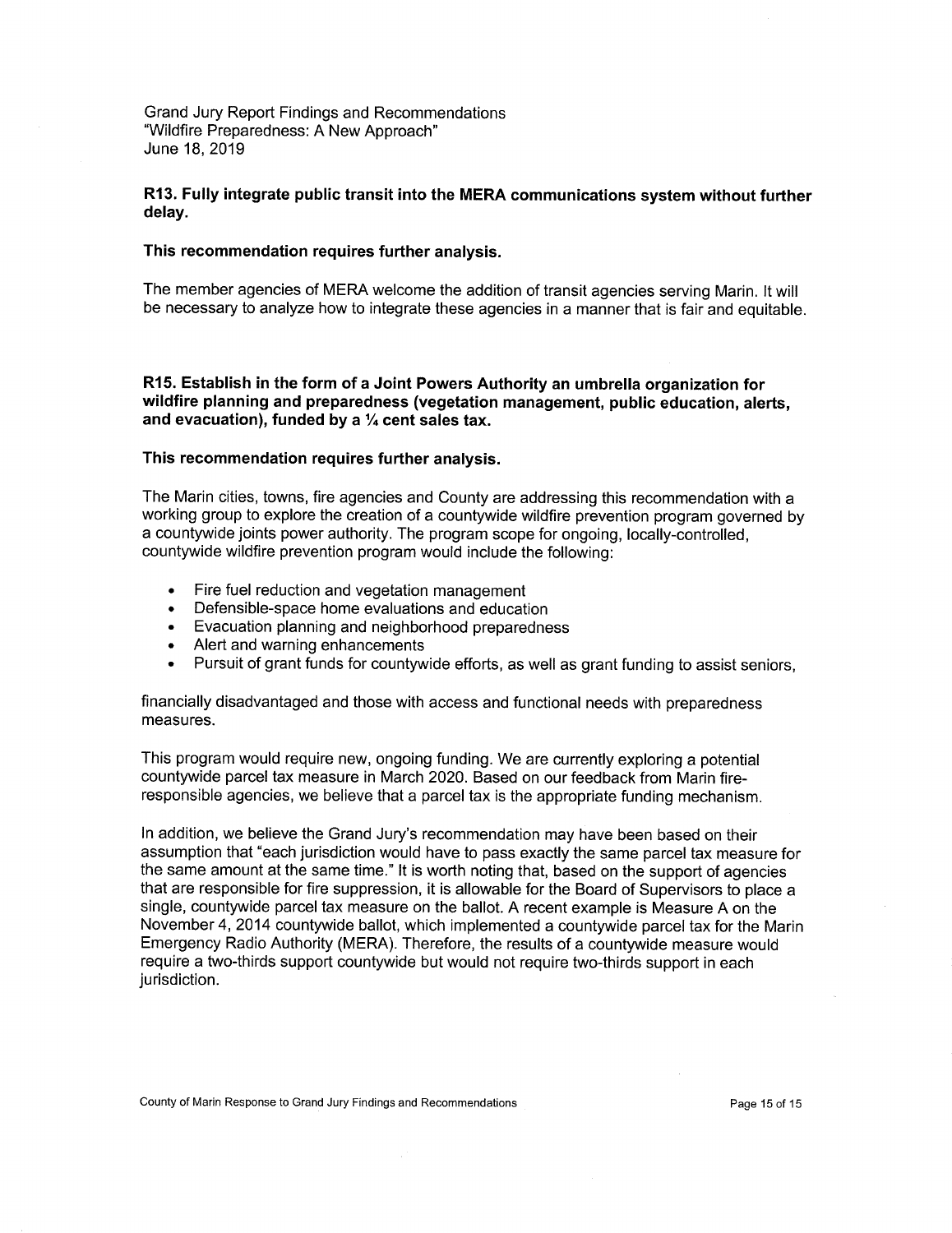**R13. Fully integrate public transit into the MERA communications system without further delay.**

**This recommendation requires further analysis.**

The member agencies of MERA welcome the addition of transit agencies serving Marin. It will be necessary to analyze how to integrate these agencies in a manner that is fair and equitable.

**R15. Establish in the form of a Joint Powers Authority an umbrella organization for wildfire planning and preparedness (vegetation management, public education, alerts, and evacuation), funded by a ¼ cent sales tax.**

**This recommendation requires further analysis.**

The Marin cities, towns, fire agencies and County are addressing this recommendation with a working group to explore the creation of a countywide wildfire prevention program governed by a countywide joints power authority. The program scope for ongoing, locally-controlled, countywide wildfire prevention program would include the following:

- Fire fuel reduction and vegetation management
- Defensible-space home evaluations and education
- Evacuation planning and neighborhood preparedness
- Alert and warning enhancements
- Pursuit of grant funds for countywide efforts, as well as grant funding to assist seniors,

financially disadvantaged and those with access and functional needs with preparedness measures.

This program would require new, ongoing funding. We are currently exploring a potential countywide parcel tax measure in March 2020. Based on our feedback from Marin fire-responsible agencies, we believe that a parcel tax is the appropriate funding mechanism.

In addition, we believe the Grand Jury's recommendation may have been based on their assumption that "each jurisdiction would have to pass exactly the same parcel tax measure for the same amount at the same time." It is worth noting that, based on the support of agencies that are responsible for fire suppression, it is allowable for the Board of Supervisors to place a single, countywide parcel tax measure on the ballot. A recent example is Measure A on the November 4, 2014 countywide ballot, which implemented a countywide parcel tax for the Marin Emergency Radio Authority (MERA). Therefore, the results of a countywide measure would require a two-thirds support countywide but would not require two-thirds support in each jurisdiction.